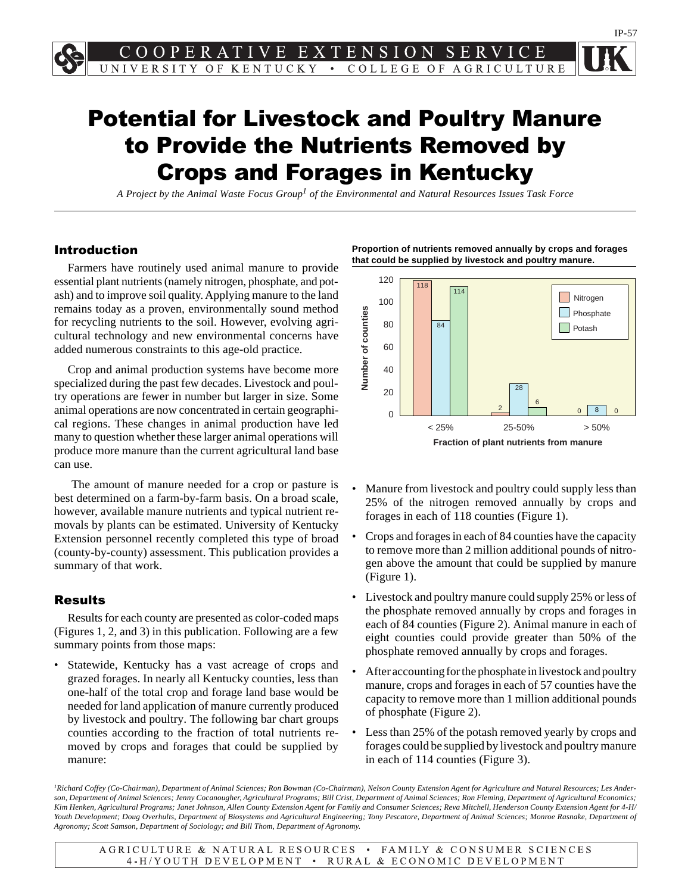COOPERATIVE EXTENSION SERVICE

UNIVERSITY OF KENTUCKY • COLLEGE OF AGRICULTURE

IP-57

# Potential for Livestock and Poultry Manure to Provide the Nutrients Removed by Crops and Forages in Kentucky

*A Project by the Animal Waste Focus Group[1] of the Environmental and Natural Resources Issues Task Force*

## Introduction

Farmers have routinely used animal manure to provide essential plant nutrients (namely nitrogen, phosphate, and potash) and to improve soil quality. Applying manure to the land remains today as a proven, environmentally sound method for recycling nutrients to the soil. However, evolving agricultural technology and new environmental concerns have added numerous constraints to this age-old practice.

Crop and animal production systems have become more specialized during the past few decades. Livestock and poultry operations are fewer in number but larger in size. Some animal operations are now concentrated in certain geographical regions. These changes in animal production have led many to question whether these larger animal operations will produce more manure than the current agricultural land base can use.

The amount of manure needed for a crop or pasture is best determined on a farm-by-farm basis. On a broad scale, however, available manure nutrients and typical nutrient removals by plants can be estimated. University of Kentucky Extension personnel recently completed this type of broad (county-by-county) assessment. This publication provides a summary of that work.

## Results

Results for each county are presented as color-coded maps (Figures 1, 2, and 3) in this publication. Following are a few summary points from those maps:

- Statewide, Kentucky has a vast acreage of crops and grazed forages. In nearly all Kentucky counties, less than one-half of the total crop and forage land base would be needed for land application of manure currently produced by livestock and poultry. The following bar chart groups counties according to the fraction of total nutrients removed by crops and forages that could be supplied by manure:

**Proportion of nutrients removed annually by crops and forages that could be supplied by livestock and poultry manure.**

| Fraction of plant nutrients from manure | Nitrogen (Number of counties) | Phosphate (Number of counties) | Potash (Number of counties) |
|---|---|---|---|
| < 25% | 118 | 84 | 114 |
| 25-50% | 2 | 28 | 6 |
| > 50% | 0 | 8 | 0 |

- Manure from livestock and poultry could supply less than 25% of the nitrogen removed annually by crops and forages in each of 118 counties (Figure 1).
- Crops and forages in each of 84 counties have the capacity to remove more than 2 million additional pounds of nitrogen above the amount that could be supplied by manure (Figure 1).
- Livestock and poultry manure could supply 25% or less of the phosphate removed annually by crops and forages in each of 84 counties (Figure 2). Animal manure in each of eight counties could provide greater than 50% of the phosphate removed annually by crops and forages.
- After accounting for the phosphate in livestock and poultry manure, crops and forages in each of 57 counties have the capacity to remove more than 1 million additional pounds of phosphate (Figure 2).
- Less than 25% of the potash removed yearly by crops and forages could be supplied by livestock and poultry manure in each of 114 counties (Figure 3).

[1]Richard Coffey (Co-Chairman), Department of Animal Sciences; Ron Bowman (Co-Chairman), Nelson County Extension Agent for Agriculture and Natural Resources; Les Anderson, Department of Animal Sciences; Jenny Cocanougher, Agricultural Programs; Bill Crist, Department of Animal Sciences; Ron Fleming, Department of Agricultural Economics; Kim Henken, Agricultural Programs; Janet Johnson, Allen County Extension Agent for Family and Consumer Sciences; Reva Mitchell, Henderson County Extension Agent for 4-H/Youth Development; Doug Overhults, Department of Biosystems and Agricultural Engineering; Tony Pescatore, Department of Animal Sciences; Monroe Rasnake, Department of Agronomy; Scott Samson, Department of Sociology; and Bill Thom, Department of Agronomy.

AGRICULTURE & NATURAL RESOURCES • FAMILY & CONSUMER SCIENCES
4-H/YOUTH DEVELOPMENT • RURAL & ECONOMIC DEVELOPMENT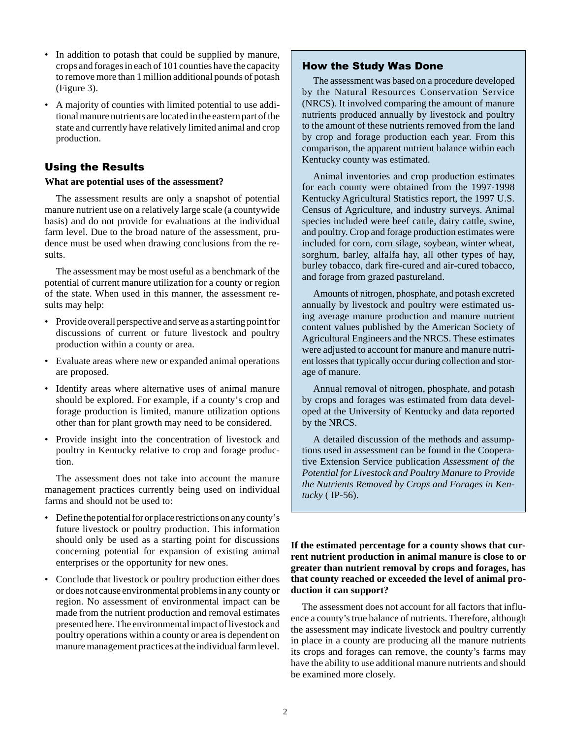- In addition to potash that could be supplied by manure, crops and forages in each of 101 counties have the capacity to remove more than 1 million additional pounds of potash (Figure 3).
- A majority of counties with limited potential to use additional manure nutrients are located in the eastern part of the state and currently have relatively limited animal and crop production.

## Using the Results

**What are potential uses of the assessment?**

The assessment results are only a snapshot of potential manure nutrient use on a relatively large scale (a countywide basis) and do not provide for evaluations at the individual farm level. Due to the broad nature of the assessment, prudence must be used when drawing conclusions from the results.

The assessment may be most useful as a benchmark of the potential of current manure utilization for a county or region of the state. When used in this manner, the assessment results may help:

- Provide overall perspective and serve as a starting point for discussions of current or future livestock and poultry production within a county or area.
- Evaluate areas where new or expanded animal operations are proposed.
- Identify areas where alternative uses of animal manure should be explored. For example, if a county's crop and forage production is limited, manure utilization options other than for plant growth may need to be considered.
- Provide insight into the concentration of livestock and poultry in Kentucky relative to crop and forage production.

The assessment does not take into account the manure management practices currently being used on individual farms and should not be used to:

- Define the potential for or place restrictions on any county's future livestock or poultry production. This information should only be used as a starting point for discussions concerning potential for expansion of existing animal enterprises or the opportunity for new ones.
- Conclude that livestock or poultry production either does or does not cause environmental problems in any county or region. No assessment of environmental impact can be made from the nutrient production and removal estimates presented here. The environmental impact of livestock and poultry operations within a county or area is dependent on manure management practices at the individual farm level.

## How the Study Was Done

The assessment was based on a procedure developed by the Natural Resources Conservation Service (NRCS). It involved comparing the amount of manure nutrients produced annually by livestock and poultry to the amount of these nutrients removed from the land by crop and forage production each year. From this comparison, the apparent nutrient balance within each Kentucky county was estimated.

Animal inventories and crop production estimates for each county were obtained from the 1997-1998 Kentucky Agricultural Statistics report, the 1997 U.S. Census of Agriculture, and industry surveys. Animal species included were beef cattle, dairy cattle, swine, and poultry. Crop and forage production estimates were included for corn, corn silage, soybean, winter wheat, sorghum, barley, alfalfa hay, all other types of hay, burley tobacco, dark fire-cured and air-cured tobacco, and forage from grazed pastureland.

Amounts of nitrogen, phosphate, and potash excreted annually by livestock and poultry were estimated using average manure production and manure nutrient content values published by the American Society of Agricultural Engineers and the NRCS. These estimates were adjusted to account for manure and manure nutrient losses that typically occur during collection and storage of manure.

Annual removal of nitrogen, phosphate, and potash by crops and forages was estimated from data developed at the University of Kentucky and data reported by the NRCS.

A detailed discussion of the methods and assumptions used in assessment can be found in the Cooperative Extension Service publication *Assessment of the Potential for Livestock and Poultry Manure to Provide the Nutrients Removed by Crops and Forages in Kentucky* ( IP-56).

**If the estimated percentage for a county shows that current nutrient production in animal manure is close to or greater than nutrient removal by crops and forages, has that county reached or exceeded the level of animal production it can support?**

The assessment does not account for all factors that influence a county's true balance of nutrients. Therefore, although the assessment may indicate livestock and poultry currently in place in a county are producing all the manure nutrients its crops and forages can remove, the county's farms may have the ability to use additional manure nutrients and should be examined more closely.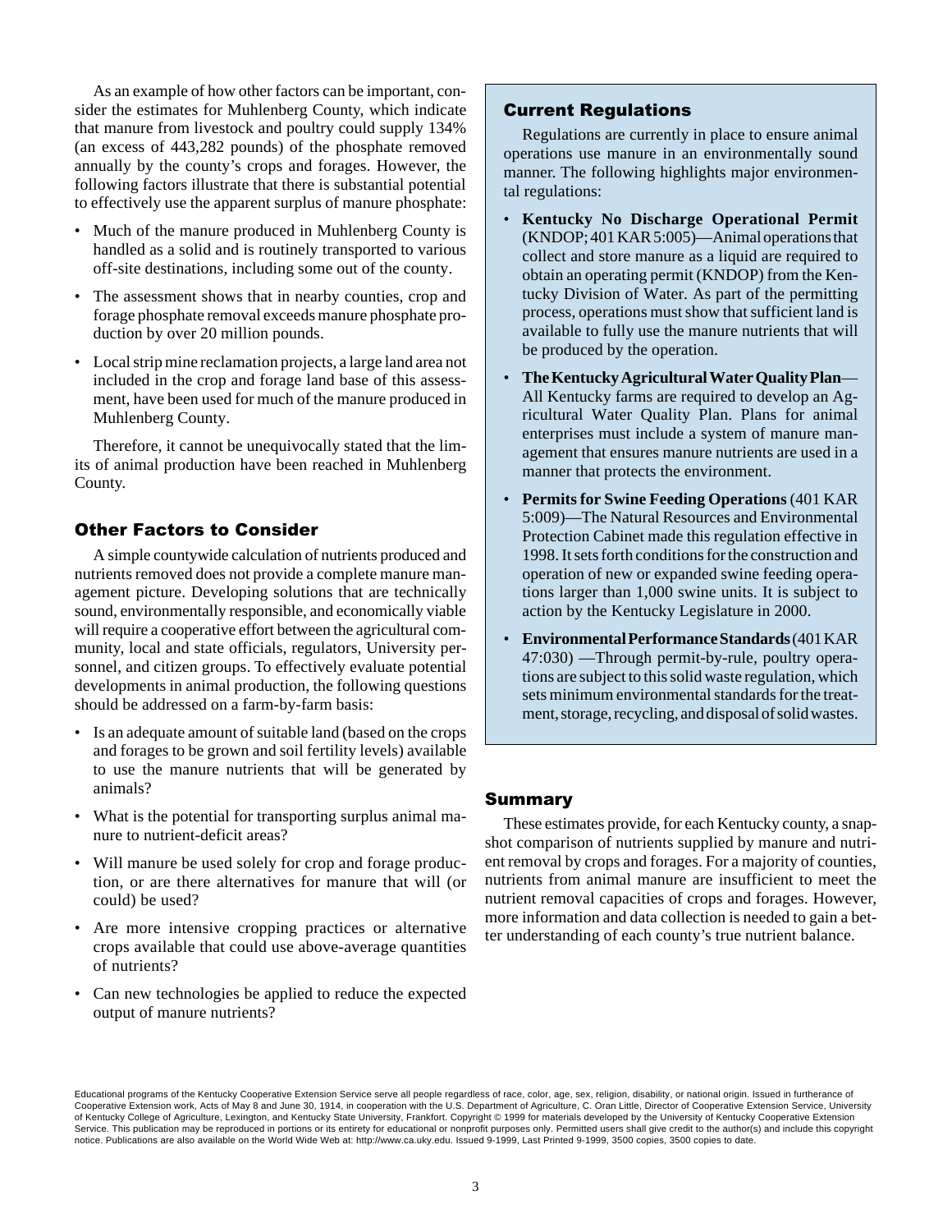As an example of how other factors can be important, consider the estimates for Muhlenberg County, which indicate that manure from livestock and poultry could supply 134% (an excess of 443,282 pounds) of the phosphate removed annually by the county's crops and forages. However, the following factors illustrate that there is substantial potential to effectively use the apparent surplus of manure phosphate:

- Much of the manure produced in Muhlenberg County is handled as a solid and is routinely transported to various off-site destinations, including some out of the county.
- The assessment shows that in nearby counties, crop and forage phosphate removal exceeds manure phosphate production by over 20 million pounds.
- Local strip mine reclamation projects, a large land area not included in the crop and forage land base of this assessment, have been used for much of the manure produced in Muhlenberg County.

Therefore, it cannot be unequivocally stated that the limits of animal production have been reached in Muhlenberg County.

## Other Factors to Consider

A simple countywide calculation of nutrients produced and nutrients removed does not provide a complete manure management picture. Developing solutions that are technically sound, environmentally responsible, and economically viable will require a cooperative effort between the agricultural community, local and state officials, regulators, University personnel, and citizen groups. To effectively evaluate potential developments in animal production, the following questions should be addressed on a farm-by-farm basis:

- Is an adequate amount of suitable land (based on the crops and forages to be grown and soil fertility levels) available to use the manure nutrients that will be generated by animals?
- What is the potential for transporting surplus animal manure to nutrient-deficit areas?
- Will manure be used solely for crop and forage production, or are there alternatives for manure that will (or could) be used?
- Are more intensive cropping practices or alternative crops available that could use above-average quantities of nutrients?
- Can new technologies be applied to reduce the expected output of manure nutrients?

## Current Regulations

Regulations are currently in place to ensure animal operations use manure in an environmentally sound manner. The following highlights major environmental regulations:

- **Kentucky No Discharge Operational Permit** (KNDOP; 401 KAR 5:005)—Animal operations that collect and store manure as a liquid are required to obtain an operating permit (KNDOP) from the Kentucky Division of Water. As part of the permitting process, operations must show that sufficient land is available to fully use the manure nutrients that will be produced by the operation.
- **The Kentucky Agricultural Water Quality Plan**—All Kentucky farms are required to develop an Agricultural Water Quality Plan. Plans for animal enterprises must include a system of manure management that ensures manure nutrients are used in a manner that protects the environment.
- **Permits for Swine Feeding Operations** (401 KAR 5:009)—The Natural Resources and Environmental Protection Cabinet made this regulation effective in 1998. It sets forth conditions for the construction and operation of new or expanded swine feeding operations larger than 1,000 swine units. It is subject to action by the Kentucky Legislature in 2000.
- **Environmental Performance Standards** (401 KAR 47:030) —Through permit-by-rule, poultry operations are subject to this solid waste regulation, which sets minimum environmental standards for the treatment, storage, recycling, and disposal of solid wastes.

## Summary

These estimates provide, for each Kentucky county, a snapshot comparison of nutrients supplied by manure and nutrient removal by crops and forages. For a majority of counties, nutrients from animal manure are insufficient to meet the nutrient removal capacities of crops and forages. However, more information and data collection is needed to gain a better understanding of each county's true nutrient balance.

Educational programs of the Kentucky Cooperative Extension Service serve all people regardless of race, color, age, sex, religion, disability, or national origin. Issued in furtherance of Cooperative Extension work, Acts of May 8 and June 30, 1914, in cooperation with the U.S. Department of Agriculture, C. Oran Little, Director of Cooperative Extension Service, University of Kentucky College of Agriculture, Lexington, and Kentucky State University, Frankfort. Copyright © 1999 for materials developed by the University of Kentucky Cooperative Extension Service. This publication may be reproduced in portions or its entirety for educational or nonprofit purposes only. Permitted users shall give credit to the author(s) and include this copyright notice. Publications are also available on the World Wide Web at: http://www.ca.uky.edu. Issued 9-1999, Last Printed 9-1999, 3500 copies, 3500 copies to date.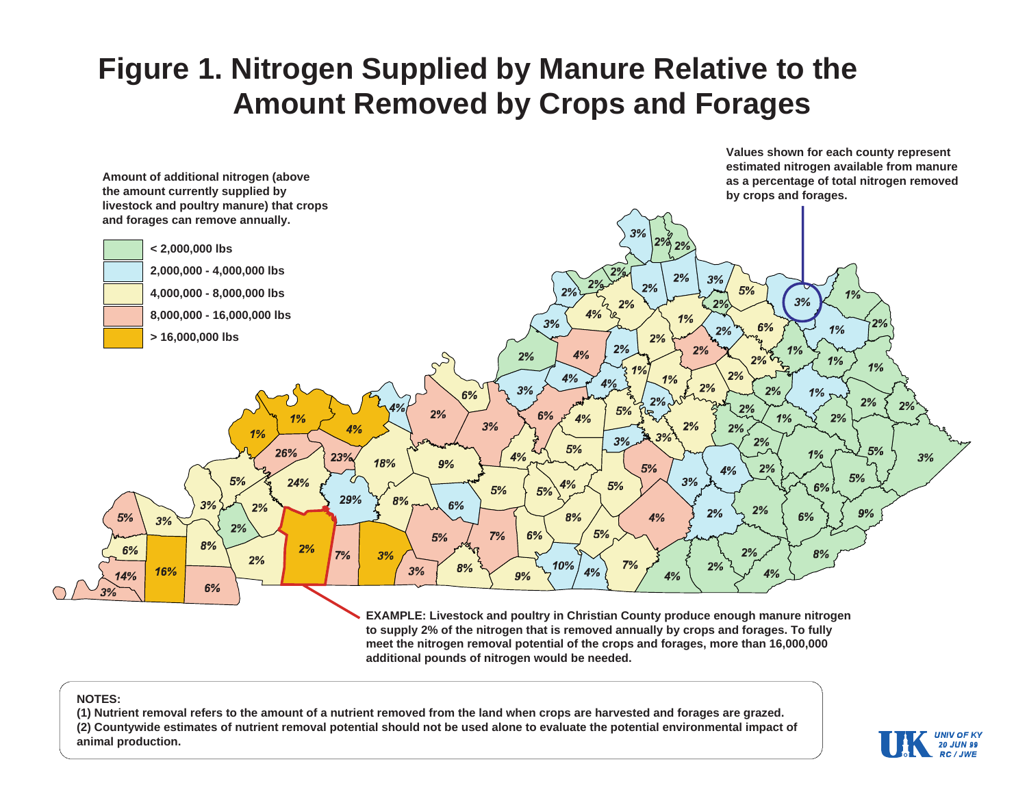# Figure 1. Nitrogen Supplied by Manure Relative to the Amount Removed by Crops and Forages

**Amount of additional nitrogen (above the amount currently supplied by livestock and poultry manure) that crops and forages can remove annually.**

- **< 2,000,000 lbs**
- **2,000,000 - 4,000,000 lbs**
- **4,000,000 - 8,000,000 lbs**
- **8,000,000 - 16,000,000 lbs**
- **> 16,000,000 lbs**

**Values shown for each county represent estimated nitrogen available from manure as a percentage of total nitrogen removed by crops and forages.**

**EXAMPLE: Livestock and poultry in Christian County produce enough manure nitrogen to supply 2% of the nitrogen that is removed annually by crops and forages. To fully meet the nitrogen removal potential of the crops and forages, more than 16,000,000 additional pounds of nitrogen would be needed.**

**NOTES:**
**(1) Nutrient removal refers to the amount of a nutrient removed from the land when crops are harvested and forages are grazed.**
**(2) Countywide estimates of nutrient removal potential should not be used alone to evaluate the potential environmental impact of animal production.**

UNIV OF KY 20 JUN 99 RC / JWE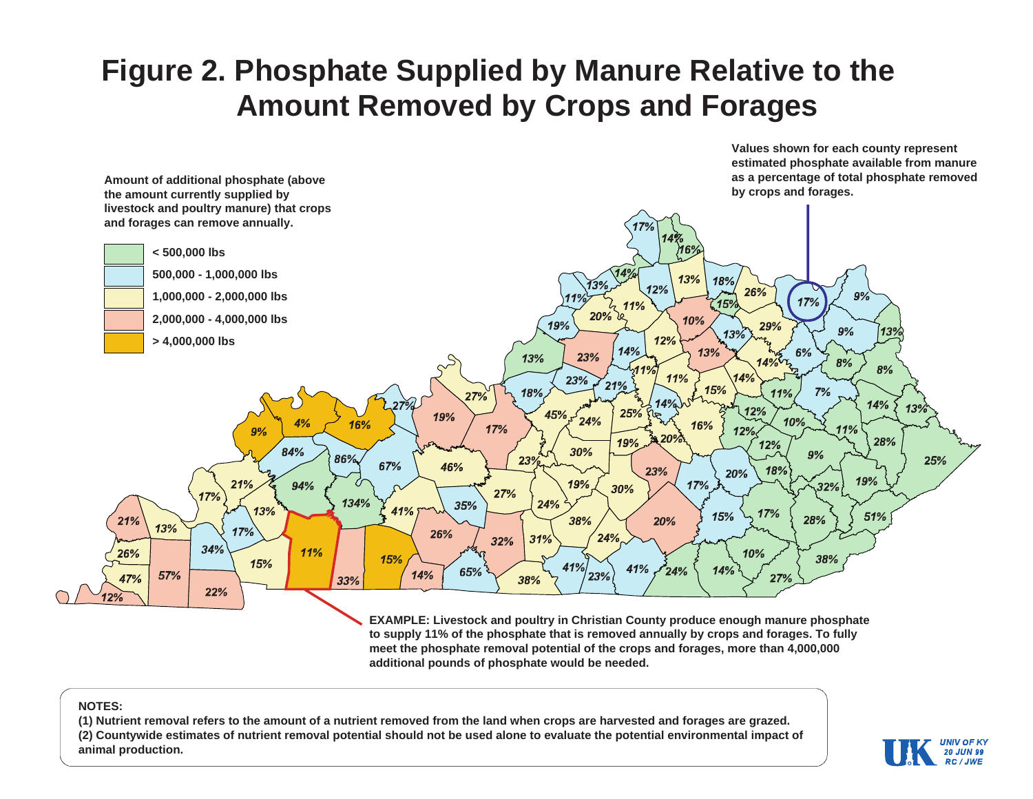# Figure 2. Phosphate Supplied by Manure Relative to the Amount Removed by Crops and Forages

**Amount of additional phosphate (above the amount currently supplied by livestock and poultry manure) that crops and forages can remove annually.**

- **< 500,000 lbs**
- **500,000 - 1,000,000 lbs**
- **1,000,000 - 2,000,000 lbs**
- **2,000,000 - 4,000,000 lbs**
- **> 4,000,000 lbs**

**Values shown for each county represent estimated phosphate available from manure as a percentage of total phosphate removed by crops and forages.**

**EXAMPLE: Livestock and poultry in Christian County produce enough manure phosphate to supply 11% of the phosphate that is removed annually by crops and forages. To fully meet the phosphate removal potential of the crops and forages, more than 4,000,000 additional pounds of phosphate would be needed.**

**NOTES:**

**(1) Nutrient removal refers to the amount of a nutrient removed from the land when crops are harvested and forages are grazed.**

**(2) Countywide estimates of nutrient removal potential should not be used alone to evaluate the potential environmental impact of animal production.**

UNIV OF KY
20 JUN 99
RC / JWE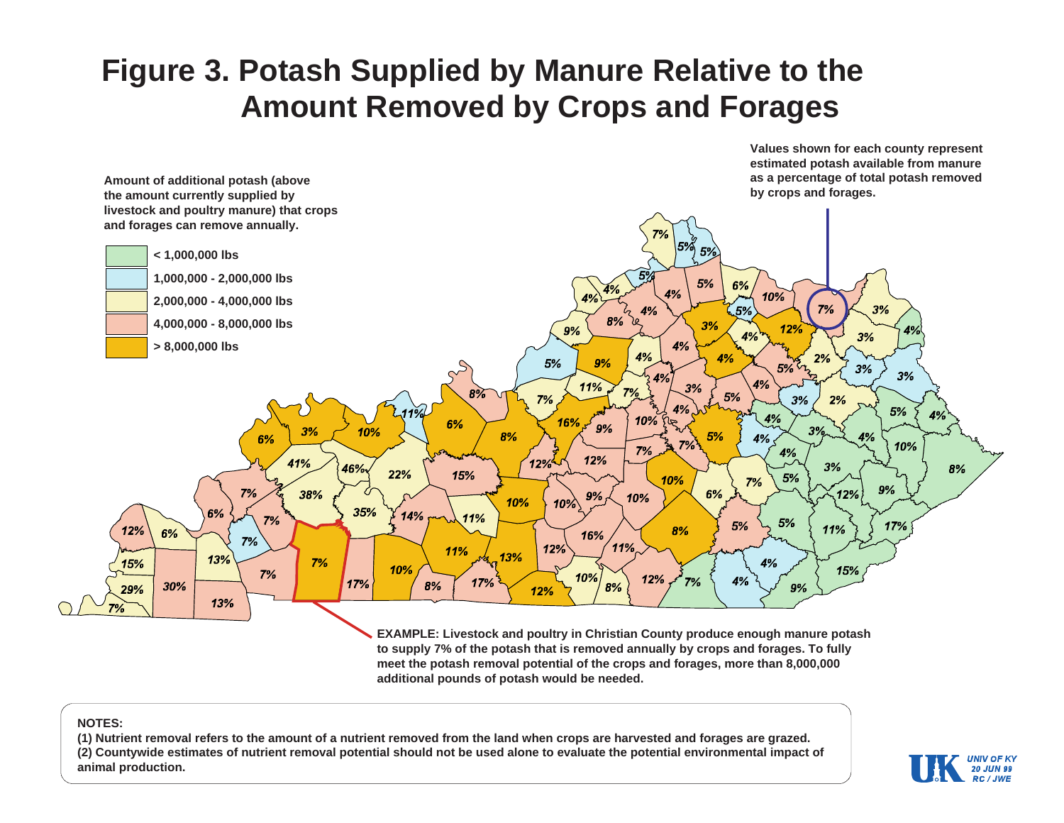# Figure 3. Potash Supplied by Manure Relative to the Amount Removed by Crops and Forages

Amount of additional potash (above the amount currently supplied by livestock and poultry manure) that crops and forages can remove annually.

- < 1,000,000 lbs
- 1,000,000 - 2,000,000 lbs
- 2,000,000 - 4,000,000 lbs
- 4,000,000 - 8,000,000 lbs
- > 8,000,000 lbs

Values shown for each county represent estimated potash available from manure as a percentage of total potash removed by crops and forages.

**EXAMPLE:** Livestock and poultry in Christian County produce enough manure potash to supply 7% of the potash that is removed annually by crops and forages. To fully meet the potash removal potential of the crops and forages, more than 8,000,000 additional pounds of potash would be needed.

**NOTES:**

(1) Nutrient removal refers to the amount of a nutrient removed from the land when crops are harvested and forages are grazed.
(2) Countywide estimates of nutrient removal potential should not be used alone to evaluate the potential environmental impact of animal production.

UNIV OF KY
20 JUN 99
RC / JWE